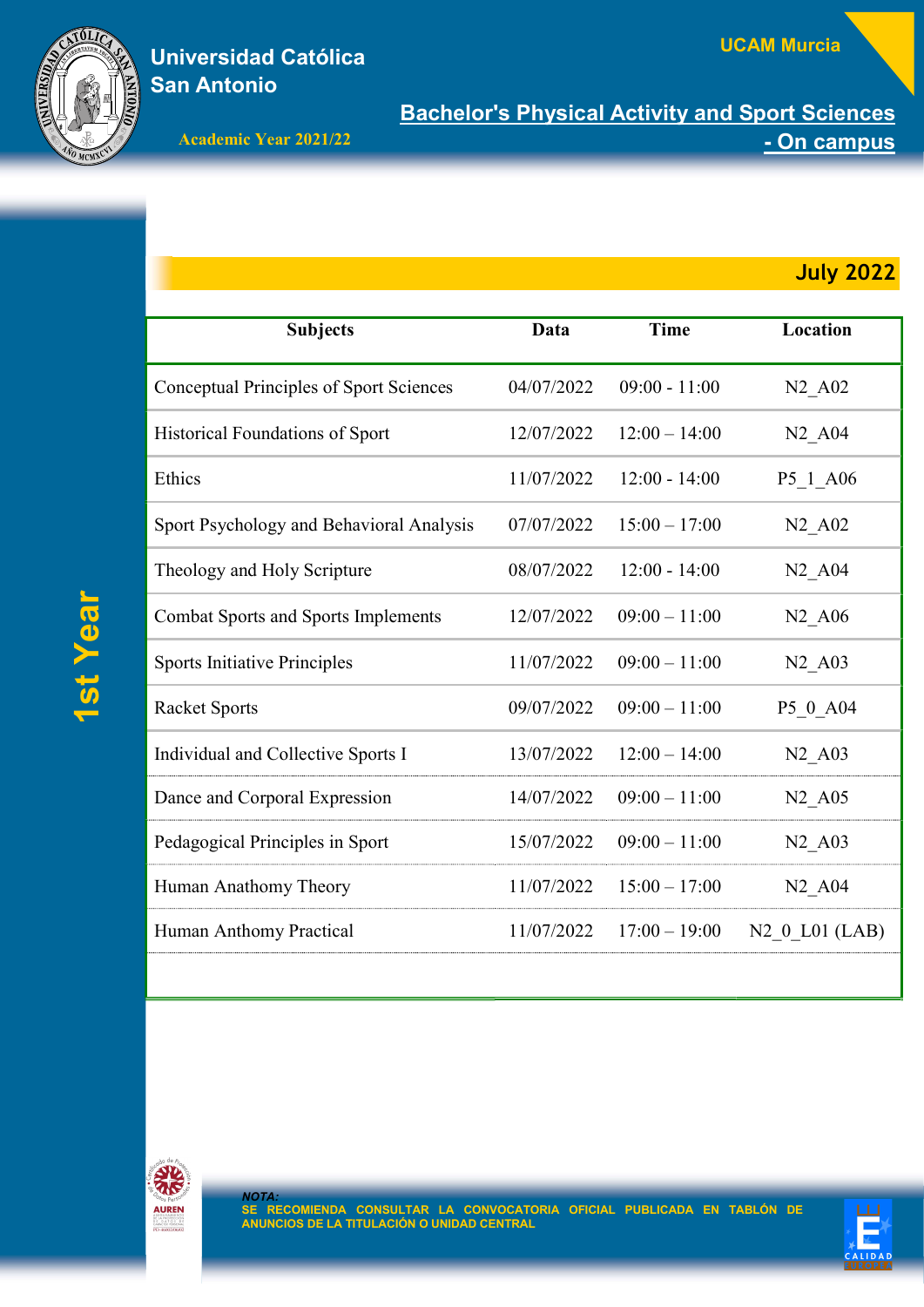# Universidad Católica San Antonio

UCAM Murcia

Academic Year 2021/22

## Bachelor's Physical Activity and Sport Sciences - On campus

**1st Year**

## July 2022

| Subjects | Data | Time | Location |
|---|---|---|---|
| Conceptual Principles of Sport Sciences | 04/07/2022 | 09:00 - 11:00 | N2_A02 |
| Historical Foundations of Sport | 12/07/2022 | 12:00 – 14:00 | N2_A04 |
| Ethics | 11/07/2022 | 12:00 - 14:00 | P5_1_A06 |
| Sport Psychology and Behavioral Analysis | 07/07/2022 | 15:00 – 17:00 | N2_A02 |
| Theology and Holy Scripture | 08/07/2022 | 12:00 - 14:00 | N2_A04 |
| Combat Sports and Sports Implements | 12/07/2022 | 09:00 – 11:00 | N2_A06 |
| Sports Initiative Principles | 11/07/2022 | 09:00 – 11:00 | N2_A03 |
| Racket Sports | 09/07/2022 | 09:00 – 11:00 | P5_0_A04 |
| Individual and Collective Sports I | 13/07/2022 | 12:00 – 14:00 | N2_A03 |
| Dance and Corporal Expression | 14/07/2022 | 09:00 – 11:00 | N2_A05 |
| Pedagogical Principles in Sport | 15/07/2022 | 09:00 – 11:00 | N2_A03 |
| Human Anathomy Theory | 11/07/2022 | 15:00 – 17:00 | N2_A04 |
| Human Anthomy Practical | 11/07/2022 | 17:00 – 19:00 | N2_0_L01 (LAB) |

*NOTA:*
SE RECOMIENDA CONSULTAR LA CONVOCATORIA OFICIAL PUBLICADA EN TABLÓN DE ANUNCIOS DE LA TITULACIÓN O UNIDAD CENTRAL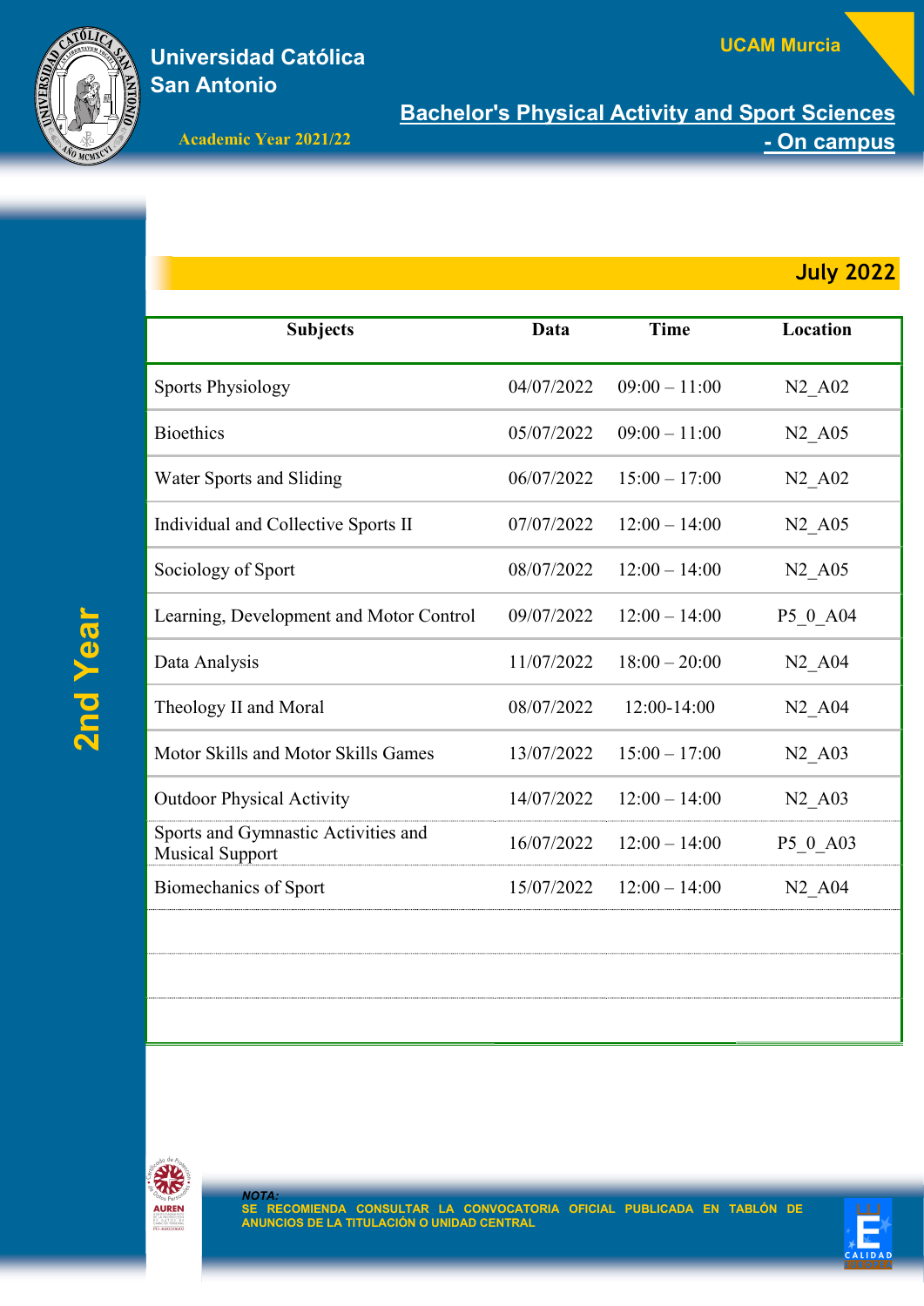# Universidad Católica San Antonio

UCAM Murcia

Academic Year 2021/22

## Bachelor's Physical Activity and Sport Sciences - On campus

## 2nd Year

### July 2022

| Subjects | Data | Time | Location |
|---|---|---|---|
| Sports Physiology | 04/07/2022 | 09:00 – 11:00 | N2_A02 |
| Bioethics | 05/07/2022 | 09:00 – 11:00 | N2_A05 |
| Water Sports and Sliding | 06/07/2022 | 15:00 – 17:00 | N2_A02 |
| Individual and Collective Sports II | 07/07/2022 | 12:00 – 14:00 | N2_A05 |
| Sociology of Sport | 08/07/2022 | 12:00 – 14:00 | N2_A05 |
| Learning, Development and Motor Control | 09/07/2022 | 12:00 – 14:00 | P5_0_A04 |
| Data Analysis | 11/07/2022 | 18:00 – 20:00 | N2_A04 |
| Theology II and Moral | 08/07/2022 | 12:00-14:00 | N2_A04 |
| Motor Skills and Motor Skills Games | 13/07/2022 | 15:00 – 17:00 | N2_A03 |
| Outdoor Physical Activity | 14/07/2022 | 12:00 – 14:00 | N2_A03 |
| Sports and Gymnastic Activities and Musical Support | 16/07/2022 | 12:00 – 14:00 | P5_0_A03 |
| Biomechanics of Sport | 15/07/2022 | 12:00 – 14:00 | N2_A04 |
| | | | |
| | | | |
| | | | |

*NOTA:*
**SE RECOMIENDA CONSULTAR LA CONVOCATORIA OFICIAL PUBLICADA EN TABLÓN DE ANUNCIOS DE LA TITULACIÓN O UNIDAD CENTRAL**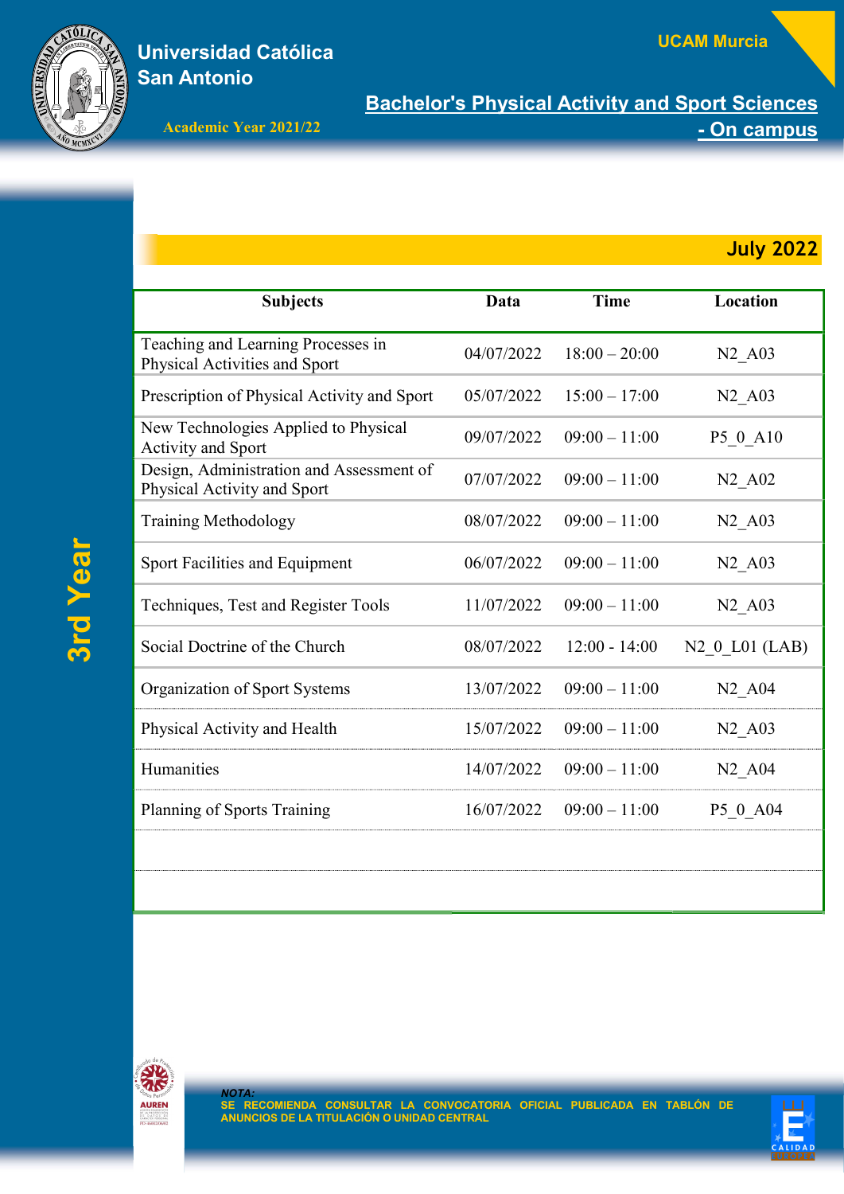Universidad Católica San Antonio

UCAM Murcia

Academic Year 2021/22

# Bachelor's Physical Activity and Sport Sciences - On campus

## 3rd Year

## July 2022

| Subjects | Data | Time | Location |
|---|---|---|---|
| Teaching and Learning Processes in Physical Activities and Sport | 04/07/2022 | 18:00 – 20:00 | N2_A03 |
| Prescription of Physical Activity and Sport | 05/07/2022 | 15:00 – 17:00 | N2_A03 |
| New Technologies Applied to Physical Activity and Sport | 09/07/2022 | 09:00 – 11:00 | P5_0_A10 |
| Design, Administration and Assessment of Physical Activity and Sport | 07/07/2022 | 09:00 – 11:00 | N2_A02 |
| Training Methodology | 08/07/2022 | 09:00 – 11:00 | N2_A03 |
| Sport Facilities and Equipment | 06/07/2022 | 09:00 – 11:00 | N2_A03 |
| Techniques, Test and Register Tools | 11/07/2022 | 09:00 – 11:00 | N2_A03 |
| Social Doctrine of the Church | 08/07/2022 | 12:00 - 14:00 | N2_0_L01 (LAB) |
| Organization of Sport Systems | 13/07/2022 | 09:00 – 11:00 | N2_A04 |
| Physical Activity and Health | 15/07/2022 | 09:00 – 11:00 | N2_A03 |
| Humanities | 14/07/2022 | 09:00 – 11:00 | N2_A04 |
| Planning of Sports Training | 16/07/2022 | 09:00 – 11:00 | P5_0_A04 |

*NOTA:*
SE RECOMIENDA CONSULTAR LA CONVOCATORIA OFICIAL PUBLICADA EN TABLÓN DE ANUNCIOS DE LA TITULACIÓN O UNIDAD CENTRAL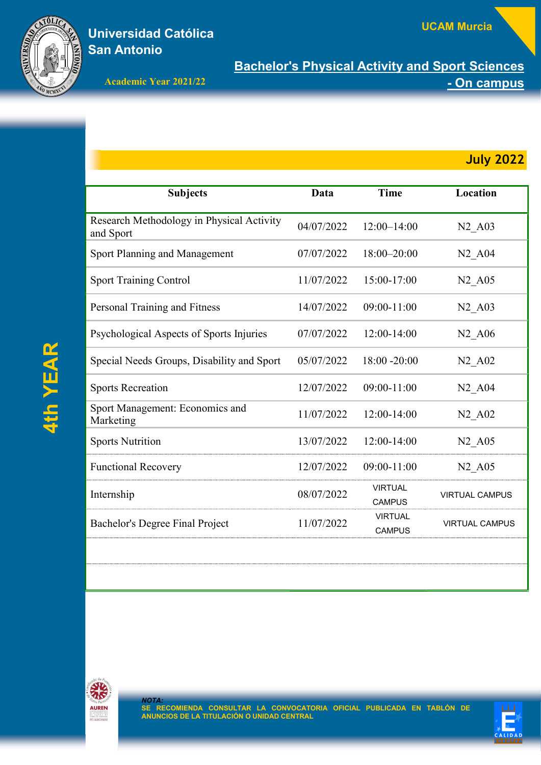Universidad Católica San Antonio

UCAM Murcia

Academic Year 2021/22

## Bachelor's Physical Activity and Sport Sciences - On campus

## July 2022

**4th YEAR**

| Subjects | Data | Time | Location |
|---|---|---|---|
| Research Methodology in Physical Activity and Sport | 04/07/2022 | 12:00–14:00 | N2_A03 |
| Sport Planning and Management | 07/07/2022 | 18:00–20:00 | N2_A04 |
| Sport Training Control | 11/07/2022 | 15:00-17:00 | N2_A05 |
| Personal Training and Fitness | 14/07/2022 | 09:00-11:00 | N2_A03 |
| Psychological Aspects of Sports Injuries | 07/07/2022 | 12:00-14:00 | N2_A06 |
| Special Needs Groups, Disability and Sport | 05/07/2022 | 18:00 -20:00 | N2_A02 |
| Sports Recreation | 12/07/2022 | 09:00-11:00 | N2_A04 |
| Sport Management: Economics and Marketing | 11/07/2022 | 12:00-14:00 | N2_A02 |
| Sports Nutrition | 13/07/2022 | 12:00-14:00 | N2_A05 |
| Functional Recovery | 12/07/2022 | 09:00-11:00 | N2_A05 |
| Internship | 08/07/2022 | VIRTUAL CAMPUS | VIRTUAL CAMPUS |
| Bachelor's Degree Final Project | 11/07/2022 | VIRTUAL CAMPUS | VIRTUAL CAMPUS |
| | | | |
| | | | |

*NOTA:*
SE RECOMIENDA CONSULTAR LA CONVOCATORIA OFICIAL PUBLICADA EN TABLÓN DE ANUNCIOS DE LA TITULACIÓN O UNIDAD CENTRAL